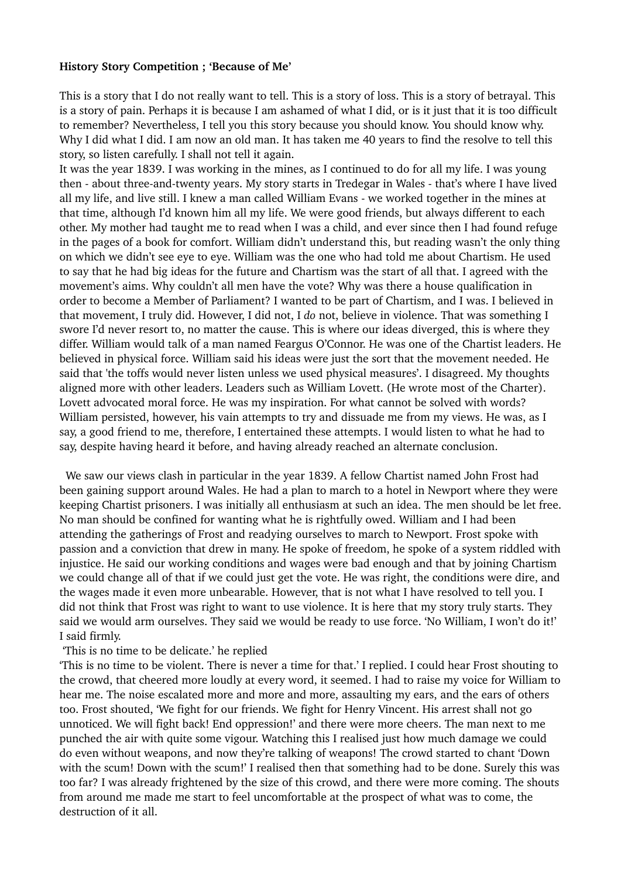**History Story Competition ; 'Because of Me'**

This is a story that I do not really want to tell. This is a story of loss. This is a story of betrayal. This is a story of pain. Perhaps it is because I am ashamed of what I did, or is it just that it is too difficult to remember? Nevertheless, I tell you this story because you should know. You should know why. Why I did what I did. I am now an old man. It has taken me 40 years to find the resolve to tell this story, so listen carefully. I shall not tell it again.

It was the year 1839. I was working in the mines, as I continued to do for all my life. I was young then - about three-and-twenty years. My story starts in Tredegar in Wales - that's where I have lived all my life, and live still. I knew a man called William Evans - we worked together in the mines at that time, although I'd known him all my life. We were good friends, but always different to each other. My mother had taught me to read when I was a child, and ever since then I had found refuge in the pages of a book for comfort. William didn't understand this, but reading wasn't the only thing on which we didn't see eye to eye. William was the one who had told me about Chartism. He used to say that he had big ideas for the future and Chartism was the start of all that. I agreed with the movement's aims. Why couldn't all men have the vote? Why was there a house qualification in order to become a Member of Parliament? I wanted to be part of Chartism, and I was. I believed in that movement, I truly did. However, I did not, I *do* not, believe in violence. That was something I swore I'd never resort to, no matter the cause. This is where our ideas diverged, this is where they differ. William would talk of a man named Feargus O'Connor. He was one of the Chartist leaders. He believed in physical force. William said his ideas were just the sort that the movement needed. He said that 'the toffs would never listen unless we used physical measures'. I disagreed. My thoughts aligned more with other leaders. Leaders such as William Lovett. (He wrote most of the Charter). Lovett advocated moral force. He was my inspiration. For what cannot be solved with words? William persisted, however, his vain attempts to try and dissuade me from my views. He was, as I say, a good friend to me, therefore, I entertained these attempts. I would listen to what he had to say, despite having heard it before, and having already reached an alternate conclusion.

We saw our views clash in particular in the year 1839. A fellow Chartist named John Frost had been gaining support around Wales. He had a plan to march to a hotel in Newport where they were keeping Chartist prisoners. I was initially all enthusiasm at such an idea. The men should be let free. No man should be confined for wanting what he is rightfully owed. William and I had been attending the gatherings of Frost and readying ourselves to march to Newport. Frost spoke with passion and a conviction that drew in many. He spoke of freedom, he spoke of a system riddled with injustice. He said our working conditions and wages were bad enough and that by joining Chartism we could change all of that if we could just get the vote. He was right, the conditions were dire, and the wages made it even more unbearable. However, that is not what I have resolved to tell you. I did not think that Frost was right to want to use violence. It is here that my story truly starts. They said we would arm ourselves. They said we would be ready to use force. 'No William, I won't do it!' I said firmly.

'This is no time to be delicate.' he replied

'This is no time to be violent. There is never a time for that.' I replied. I could hear Frost shouting to the crowd, that cheered more loudly at every word, it seemed. I had to raise my voice for William to hear me. The noise escalated more and more and more, assaulting my ears, and the ears of others too. Frost shouted, 'We fight for our friends. We fight for Henry Vincent. His arrest shall not go unnoticed. We will fight back! End oppression!' and there were more cheers. The man next to me punched the air with quite some vigour. Watching this I realised just how much damage we could do even without weapons, and now they're talking of weapons! The crowd started to chant 'Down with the scum! Down with the scum!' I realised then that something had to be done. Surely this was too far? I was already frightened by the size of this crowd, and there were more coming. The shouts from around me made me start to feel uncomfortable at the prospect of what was to come, the destruction of it all.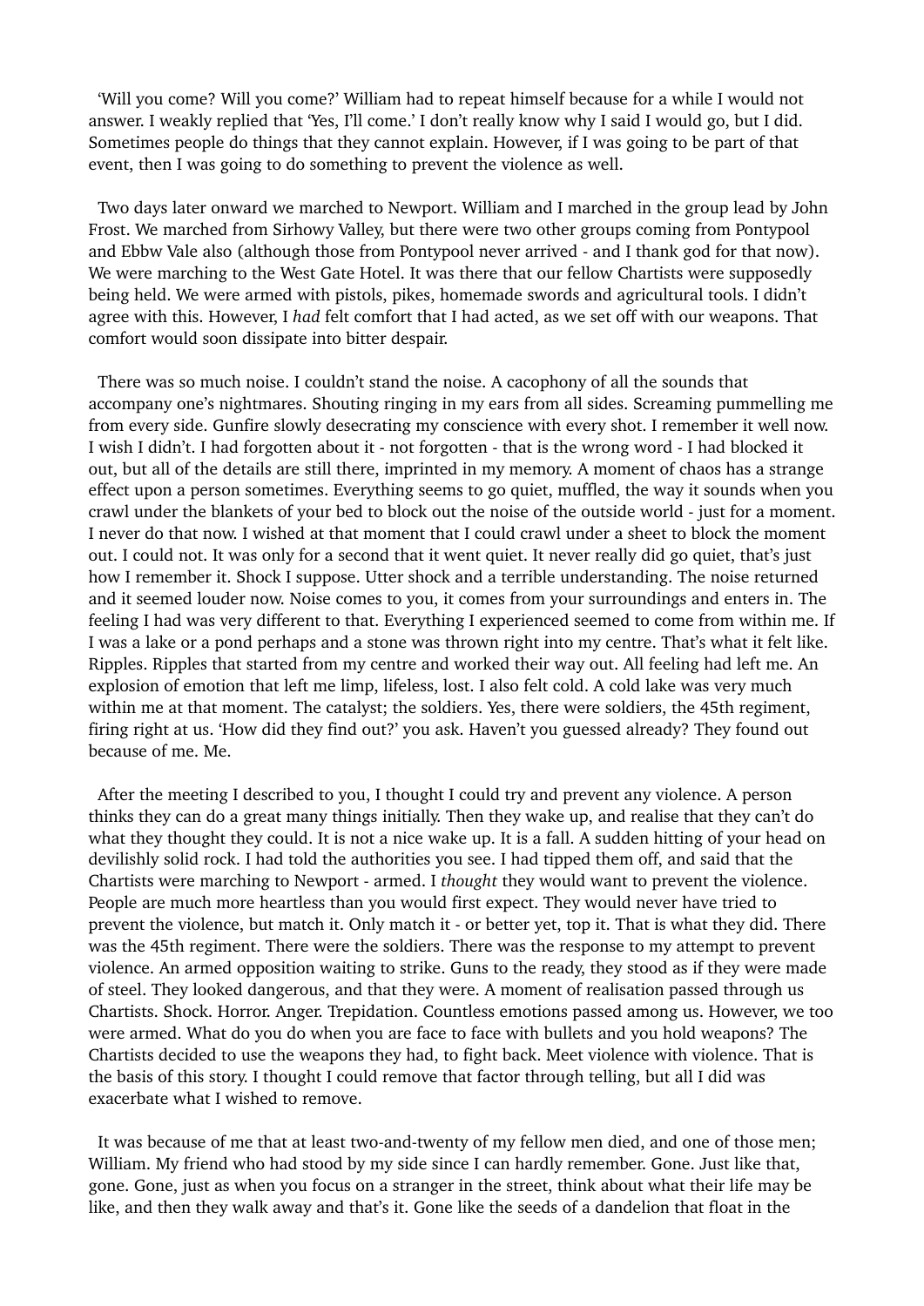'Will you come? Will you come?' William had to repeat himself because for a while I would not answer. I weakly replied that 'Yes, I'll come.' I don't really know why I said I would go, but I did. Sometimes people do things that they cannot explain. However, if I was going to be part of that event, then I was going to do something to prevent the violence as well.

Two days later onward we marched to Newport. William and I marched in the group lead by John Frost. We marched from Sirhowy Valley, but there were two other groups coming from Pontypool and Ebbw Vale also (although those from Pontypool never arrived - and I thank god for that now). We were marching to the West Gate Hotel. It was there that our fellow Chartists were supposedly being held. We were armed with pistols, pikes, homemade swords and agricultural tools. I didn't agree with this. However, I *had* felt comfort that I had acted, as we set off with our weapons. That comfort would soon dissipate into bitter despair.

There was so much noise. I couldn't stand the noise. A cacophony of all the sounds that accompany one's nightmares. Shouting ringing in my ears from all sides. Screaming pummelling me from every side. Gunfire slowly desecrating my conscience with every shot. I remember it well now. I wish I didn't. I had forgotten about it - not forgotten - that is the wrong word - I had blocked it out, but all of the details are still there, imprinted in my memory. A moment of chaos has a strange effect upon a person sometimes. Everything seems to go quiet, muffled, the way it sounds when you crawl under the blankets of your bed to block out the noise of the outside world - just for a moment. I never do that now. I wished at that moment that I could crawl under a sheet to block the moment out. I could not. It was only for a second that it went quiet. It never really did go quiet, that's just how I remember it. Shock I suppose. Utter shock and a terrible understanding. The noise returned and it seemed louder now. Noise comes to you, it comes from your surroundings and enters in. The feeling I had was very different to that. Everything I experienced seemed to come from within me. If I was a lake or a pond perhaps and a stone was thrown right into my centre. That's what it felt like. Ripples. Ripples that started from my centre and worked their way out. All feeling had left me. An explosion of emotion that left me limp, lifeless, lost. I also felt cold. A cold lake was very much within me at that moment. The catalyst; the soldiers. Yes, there were soldiers, the 45th regiment, firing right at us. 'How did they find out?' you ask. Haven't you guessed already? They found out because of me. Me.

After the meeting I described to you, I thought I could try and prevent any violence. A person thinks they can do a great many things initially. Then they wake up, and realise that they can't do what they thought they could. It is not a nice wake up. It is a fall. A sudden hitting of your head on devilishly solid rock. I had told the authorities you see. I had tipped them off, and said that the Chartists were marching to Newport - armed. I *thought* they would want to prevent the violence. People are much more heartless than you would first expect. They would never have tried to prevent the violence, but match it. Only match it - or better yet, top it. That is what they did. There was the 45th regiment. There were the soldiers. There was the response to my attempt to prevent violence. An armed opposition waiting to strike. Guns to the ready, they stood as if they were made of steel. They looked dangerous, and that they were. A moment of realisation passed through us Chartists. Shock. Horror. Anger. Trepidation. Countless emotions passed among us. However, we too were armed. What do you do when you are face to face with bullets and you hold weapons? The Chartists decided to use the weapons they had, to fight back. Meet violence with violence. That is the basis of this story. I thought I could remove that factor through telling, but all I did was exacerbate what I wished to remove.

It was because of me that at least two-and-twenty of my fellow men died, and one of those men; William. My friend who had stood by my side since I can hardly remember. Gone. Just like that, gone. Gone, just as when you focus on a stranger in the street, think about what their life may be like, and then they walk away and that's it. Gone like the seeds of a dandelion that float in the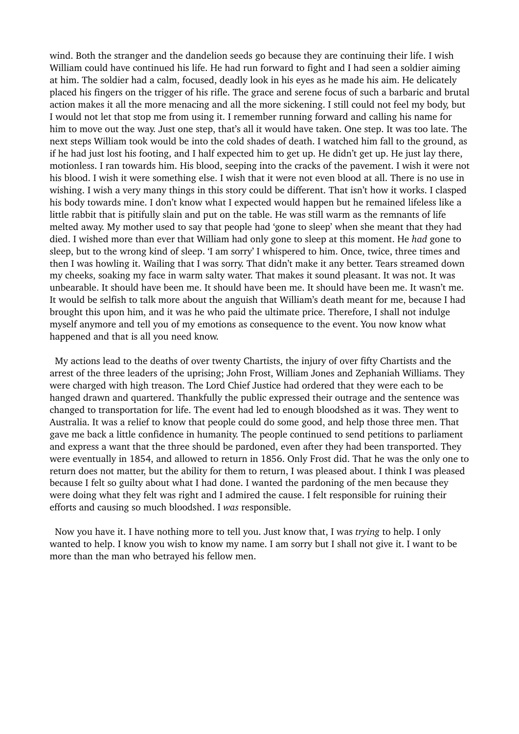wind. Both the stranger and the dandelion seeds go because they are continuing their life. I wish William could have continued his life. He had run forward to fight and I had seen a soldier aiming at him. The soldier had a calm, focused, deadly look in his eyes as he made his aim. He delicately placed his fingers on the trigger of his rifle. The grace and serene focus of such a barbaric and brutal action makes it all the more menacing and all the more sickening. I still could not feel my body, but I would not let that stop me from using it. I remember running forward and calling his name for him to move out the way. Just one step, that's all it would have taken. One step. It was too late. The next steps William took would be into the cold shades of death. I watched him fall to the ground, as if he had just lost his footing, and I half expected him to get up. He didn't get up. He just lay there, motionless. I ran towards him. His blood, seeping into the cracks of the pavement. I wish it were not his blood. I wish it were something else. I wish that it were not even blood at all. There is no use in wishing. I wish a very many things in this story could be different. That isn't how it works. I clasped his body towards mine. I don't know what I expected would happen but he remained lifeless like a little rabbit that is pitifully slain and put on the table. He was still warm as the remnants of life melted away. My mother used to say that people had 'gone to sleep' when she meant that they had died. I wished more than ever that William had only gone to sleep at this moment. He *had* gone to sleep, but to the wrong kind of sleep. 'I am sorry' I whispered to him. Once, twice, three times and then I was howling it. Wailing that I was sorry. That didn't make it any better. Tears streamed down my cheeks, soaking my face in warm salty water. That makes it sound pleasant. It was not. It was unbearable. It should have been me. It should have been me. It should have been me. It wasn't me. It would be selfish to talk more about the anguish that William's death meant for me, because I had brought this upon him, and it was he who paid the ultimate price. Therefore, I shall not indulge myself anymore and tell you of my emotions as consequence to the event. You now know what happened and that is all you need know.

My actions lead to the deaths of over twenty Chartists, the injury of over fifty Chartists and the arrest of the three leaders of the uprising; John Frost, William Jones and Zephaniah Williams. They were charged with high treason. The Lord Chief Justice had ordered that they were each to be hanged drawn and quartered. Thankfully the public expressed their outrage and the sentence was changed to transportation for life. The event had led to enough bloodshed as it was. They went to Australia. It was a relief to know that people could do some good, and help those three men. That gave me back a little confidence in humanity. The people continued to send petitions to parliament and express a want that the three should be pardoned, even after they had been transported. They were eventually in 1854, and allowed to return in 1856. Only Frost did. That he was the only one to return does not matter, but the ability for them to return, I was pleased about. I think I was pleased because I felt so guilty about what I had done. I wanted the pardoning of the men because they were doing what they felt was right and I admired the cause. I felt responsible for ruining their efforts and causing so much bloodshed. I *was* responsible.

Now you have it. I have nothing more to tell you. Just know that, I was *trying* to help. I only wanted to help. I know you wish to know my name. I am sorry but I shall not give it. I want to be more than the man who betrayed his fellow men.